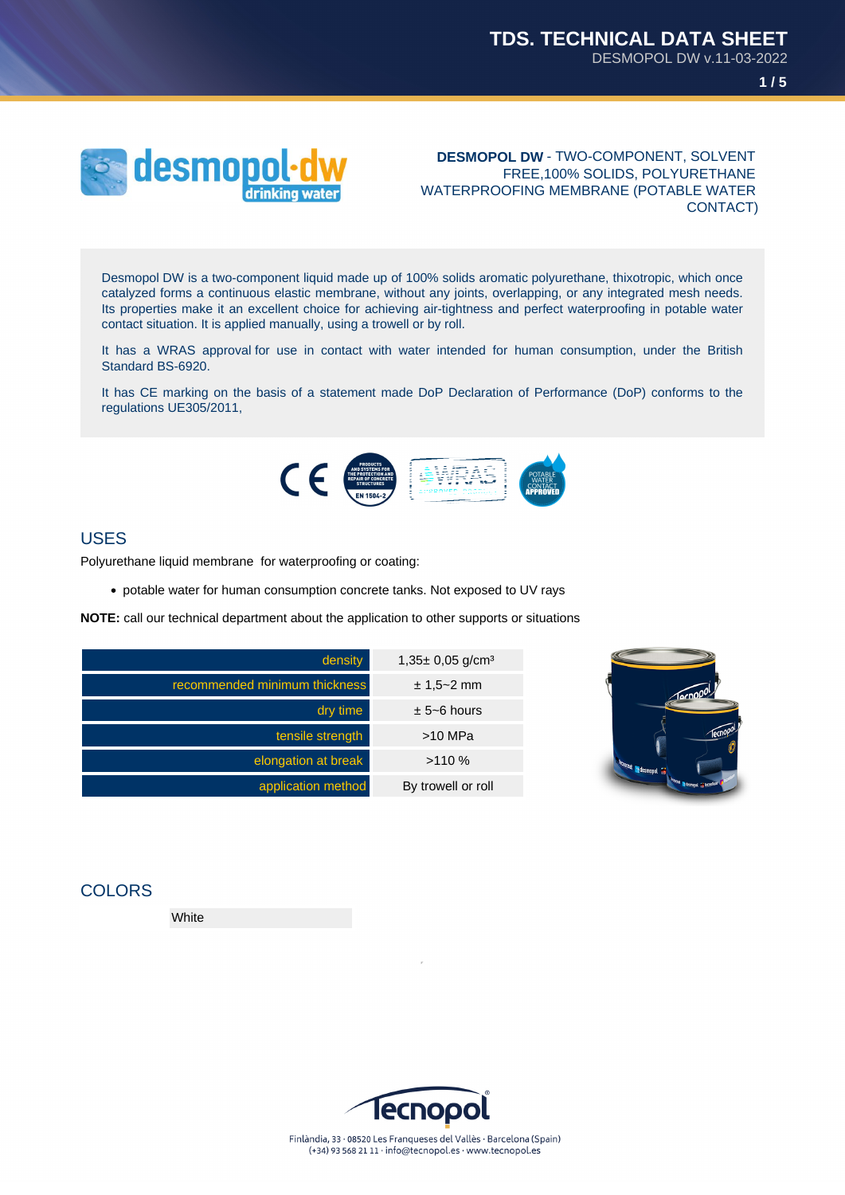**DESMOPOL DW** - TWO-COMPONENT, SOLVENT FREE,100% SOLIDS, POLYURETHANE WATERPROOFING MEMBRANE (POTABLE WATER CONTACT)

Desmopol DW is a two-component liquid made up of 100% solids aromatic polyurethane, thixotropic, which once catalyzed forms a continuous elastic membrane, without any joints, overlapping, or any integrated mesh needs. Its properties make it an excellent choice for achieving air-tightness and perfect waterproofing in potable water contact situation. It is applied manually, using a trowell or by roll.

It has a WRAS approval for use in contact with water intended for human consumption, under the British Standard BS-6920.

It has CE marking on the basis of a statement made DoP Declaration of Performance (DoP) conforms to the regulations UE305/2011,

## USES

Polyurethane liquid membrane for waterproofing or coating:

- potable water for human consumption concrete tanks. Not exposed to UV rays

**NOTE:** call our technical department about the application to other supports or situations

| | |
|---|---|
| density | 1,35± 0,05 g/cm³ |
| recommended minimum thickness | ± 1,5~2 mm |
| dry time | ± 5~6 hours |
| tensile strength | >10 MPa |
| elongation at break | >110 % |
| application method | By trowell or roll |

## COLORS

White

Finlàndia, 33 · 08520 Les Franqueses del Vallès · Barcelona (Spain)
(+34) 93 568 21 11 · info@tecnopol.es · www.tecnopol.es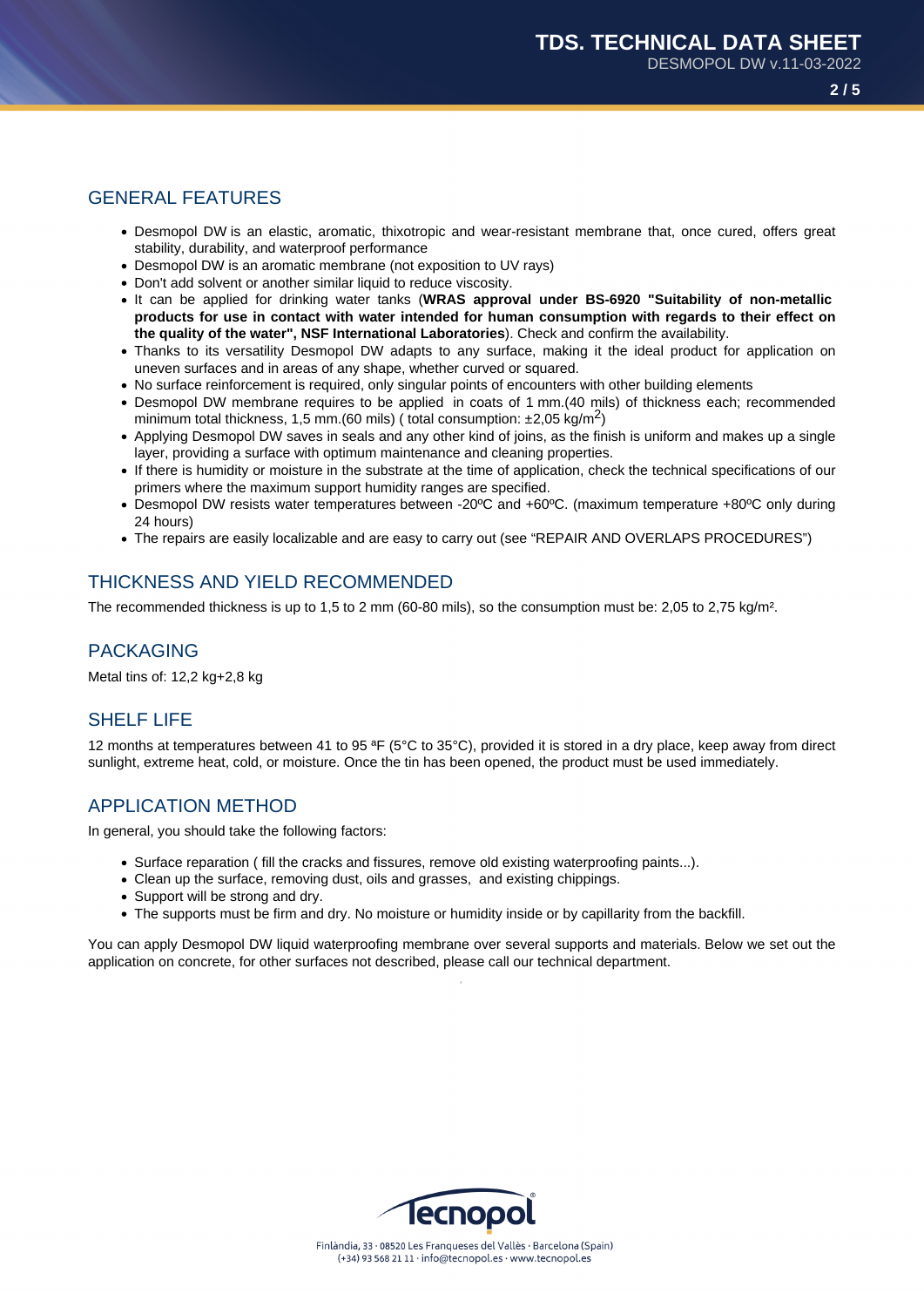## GENERAL FEATURES

- Desmopol DW is an elastic, aromatic, thixotropic and wear-resistant membrane that, once cured, offers great stability, durability, and waterproof performance
- Desmopol DW is an aromatic membrane (not exposition to UV rays)
- Don't add solvent or another similar liquid to reduce viscosity.
- It can be applied for drinking water tanks (**WRAS approval under BS-6920 "Suitability of non-metallic products for use in contact with water intended for human consumption with regards to their effect on the quality of the water", NSF International Laboratories**). Check and confirm the availability.
- Thanks to its versatility Desmopol DW adapts to any surface, making it the ideal product for application on uneven surfaces and in areas of any shape, whether curved or squared.
- No surface reinforcement is required, only singular points of encounters with other building elements
- Desmopol DW membrane requires to be applied in coats of 1 mm.(40 mils) of thickness each; recommended minimum total thickness, 1,5 mm.(60 mils) ( total consumption: ±2,05 kg/m$^2$)
- Applying Desmopol DW saves in seals and any other kind of joins, as the finish is uniform and makes up a single layer, providing a surface with optimum maintenance and cleaning properties.
- If there is humidity or moisture in the substrate at the time of application, check the technical specifications of our primers where the maximum support humidity ranges are specified.
- Desmopol DW resists water temperatures between -20ºC and +60ºC. (maximum temperature +80ºC only during 24 hours)
- The repairs are easily localizable and are easy to carry out (see "REPAIR AND OVERLAPS PROCEDURES")

## THICKNESS AND YIELD RECOMMENDED

The recommended thickness is up to 1,5 to 2 mm (60-80 mils), so the consumption must be: 2,05 to 2,75 kg/m².

## PACKAGING

Metal tins of: 12,2 kg+2,8 kg

## SHELF LIFE

12 months at temperatures between 41 to 95 ªF (5°C to 35°C), provided it is stored in a dry place, keep away from direct sunlight, extreme heat, cold, or moisture. Once the tin has been opened, the product must be used immediately.

## APPLICATION METHOD

In general, you should take the following factors:

- Surface reparation ( fill the cracks and fissures, remove old existing waterproofing paints...).
- Clean up the surface, removing dust, oils and grasses, and existing chippings.
- Support will be strong and dry.
- The supports must be firm and dry. No moisture or humidity inside or by capillarity from the backfill.

You can apply Desmopol DW liquid waterproofing membrane over several supports and materials. Below we set out the application on concrete, for other surfaces not described, please call our technical department.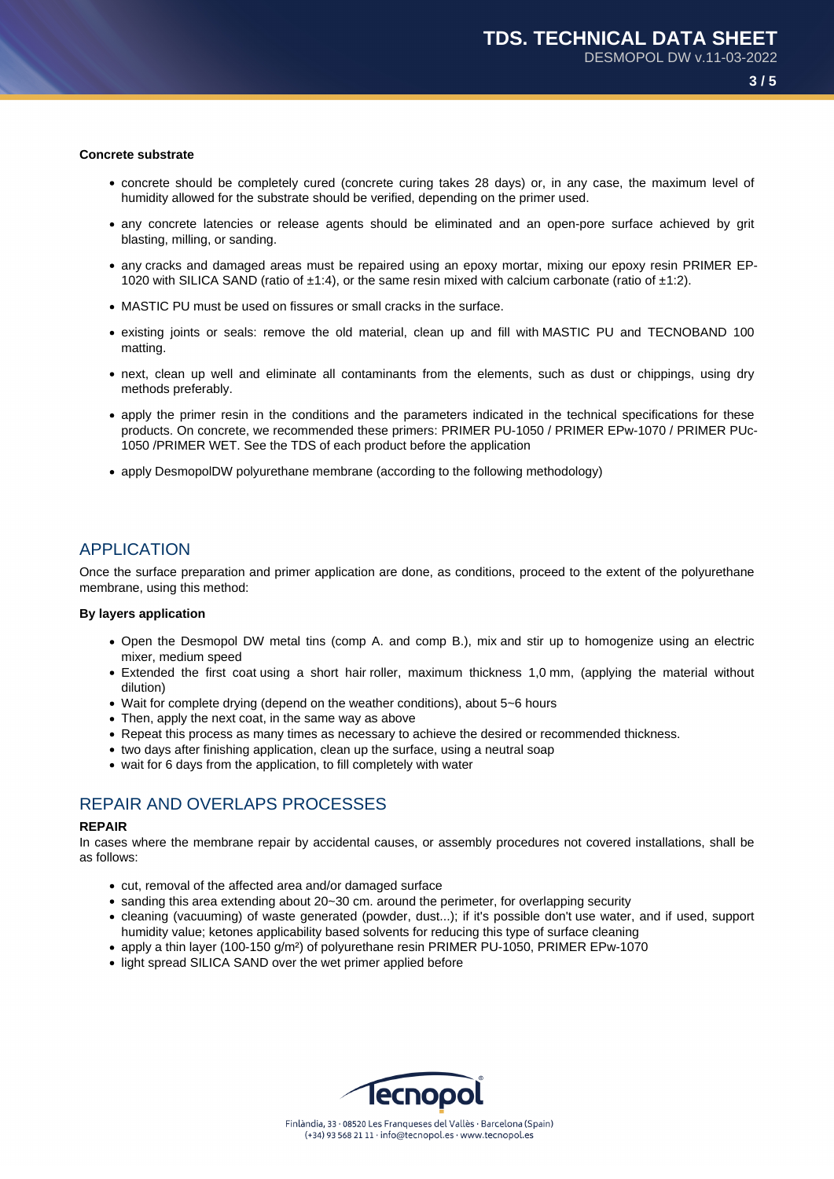**Concrete substrate**

- concrete should be completely cured (concrete curing takes 28 days) or, in any case, the maximum level of humidity allowed for the substrate should be verified, depending on the primer used.
- any concrete latencies or release agents should be eliminated and an open-pore surface achieved by grit blasting, milling, or sanding.
- any cracks and damaged areas must be repaired using an epoxy mortar, mixing our epoxy resin PRIMER EP-1020 with SILICA SAND (ratio of ±1:4), or the same resin mixed with calcium carbonate (ratio of ±1:2).
- MASTIC PU must be used on fissures or small cracks in the surface.
- existing joints or seals: remove the old material, clean up and fill with MASTIC PU and TECNOBAND 100 matting.
- next, clean up well and eliminate all contaminants from the elements, such as dust or chippings, using dry methods preferably.
- apply the primer resin in the conditions and the parameters indicated in the technical specifications for these products. On concrete, we recommended these primers: PRIMER PU-1050 / PRIMER EPw-1070 / PRIMER PUc-1050 /PRIMER WET. See the TDS of each product before the application
- apply DesmopolDW polyurethane membrane (according to the following methodology)

## APPLICATION

Once the surface preparation and primer application are done, as conditions, proceed to the extent of the polyurethane membrane, using this method:

**By layers application**

- Open the Desmopol DW metal tins (comp A. and comp B.), mix and stir up to homogenize using an electric mixer, medium speed
- Extended the first coat using a short hair roller, maximum thickness 1,0 mm, (applying the material without dilution)
- Wait for complete drying (depend on the weather conditions), about 5~6 hours
- Then, apply the next coat, in the same way as above
- Repeat this process as many times as necessary to achieve the desired or recommended thickness.
- two days after finishing application, clean up the surface, using a neutral soap
- wait for 6 days from the application, to fill completely with water

## REPAIR AND OVERLAPS PROCESSES

**REPAIR**

In cases where the membrane repair by accidental causes, or assembly procedures not covered installations, shall be as follows:

- cut, removal of the affected area and/or damaged surface
- sanding this area extending about 20~30 cm. around the perimeter, for overlapping security
- cleaning (vacuuming) of waste generated (powder, dust...); if it's possible don't use water, and if used, support humidity value; ketones applicability based solvents for reducing this type of surface cleaning
- apply a thin layer (100-150 g/m²) of polyurethane resin PRIMER PU-1050, PRIMER EPw-1070
- light spread SILICA SAND over the wet primer applied before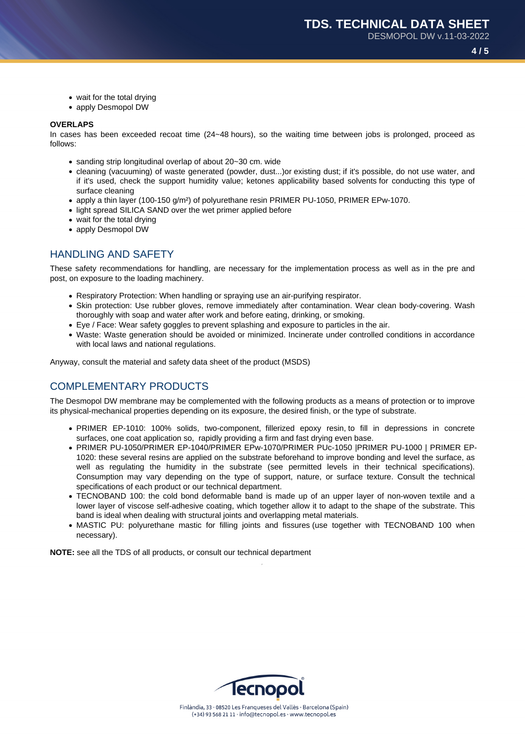- wait for the total drying
- apply Desmopol DW

**OVERLAPS**

In cases has been exceeded recoat time (24~48 hours), so the waiting time between jobs is prolonged, proceed as follows:

- sanding strip longitudinal overlap of about 20~30 cm. wide
- cleaning (vacuuming) of waste generated (powder, dust...)or existing dust; if it's possible, do not use water, and if it's used, check the support humidity value; ketones applicability based solvents for conducting this type of surface cleaning
- apply a thin layer (100-150 g/m²) of polyurethane resin PRIMER PU-1050, PRIMER EPw-1070.
- light spread SILICA SAND over the wet primer applied before
- wait for the total drying
- apply Desmopol DW

## HANDLING AND SAFETY

These safety recommendations for handling, are necessary for the implementation process as well as in the pre and post, on exposure to the loading machinery.

- Respiratory Protection: When handling or spraying use an air-purifying respirator.
- Skin protection: Use rubber gloves, remove immediately after contamination. Wear clean body-covering. Wash thoroughly with soap and water after work and before eating, drinking, or smoking.
- Eye / Face: Wear safety goggles to prevent splashing and exposure to particles in the air.
- Waste: Waste generation should be avoided or minimized. Incinerate under controlled conditions in accordance with local laws and national regulations.

Anyway, consult the material and safety data sheet of the product (MSDS)

## COMPLEMENTARY PRODUCTS

The Desmopol DW membrane may be complemented with the following products as a means of protection or to improve its physical-mechanical properties depending on its exposure, the desired finish, or the type of substrate.

- PRIMER EP-1010: 100% solids, two-component, fillerized epoxy resin, to fill in depressions in concrete surfaces, one coat application so, rapidly providing a firm and fast drying even base.
- PRIMER PU-1050/PRIMER EP-1040/PRIMER EPw-1070/PRIMER PUc-1050 |PRIMER PU-1000 | PRIMER EP-1020: these several resins are applied on the substrate beforehand to improve bonding and level the surface, as well as regulating the humidity in the substrate (see permitted levels in their technical specifications). Consumption may vary depending on the type of support, nature, or surface texture. Consult the technical specifications of each product or our technical department.
- TECNOBAND 100: the cold bond deformable band is made up of an upper layer of non-woven textile and a lower layer of viscose self-adhesive coating, which together allow it to adapt to the shape of the substrate. This band is ideal when dealing with structural joints and overlapping metal materials.
- MASTIC PU: polyurethane mastic for filling joints and fissures (use together with TECNOBAND 100 when necessary).

**NOTE:** see all the TDS of all products, or consult our technical department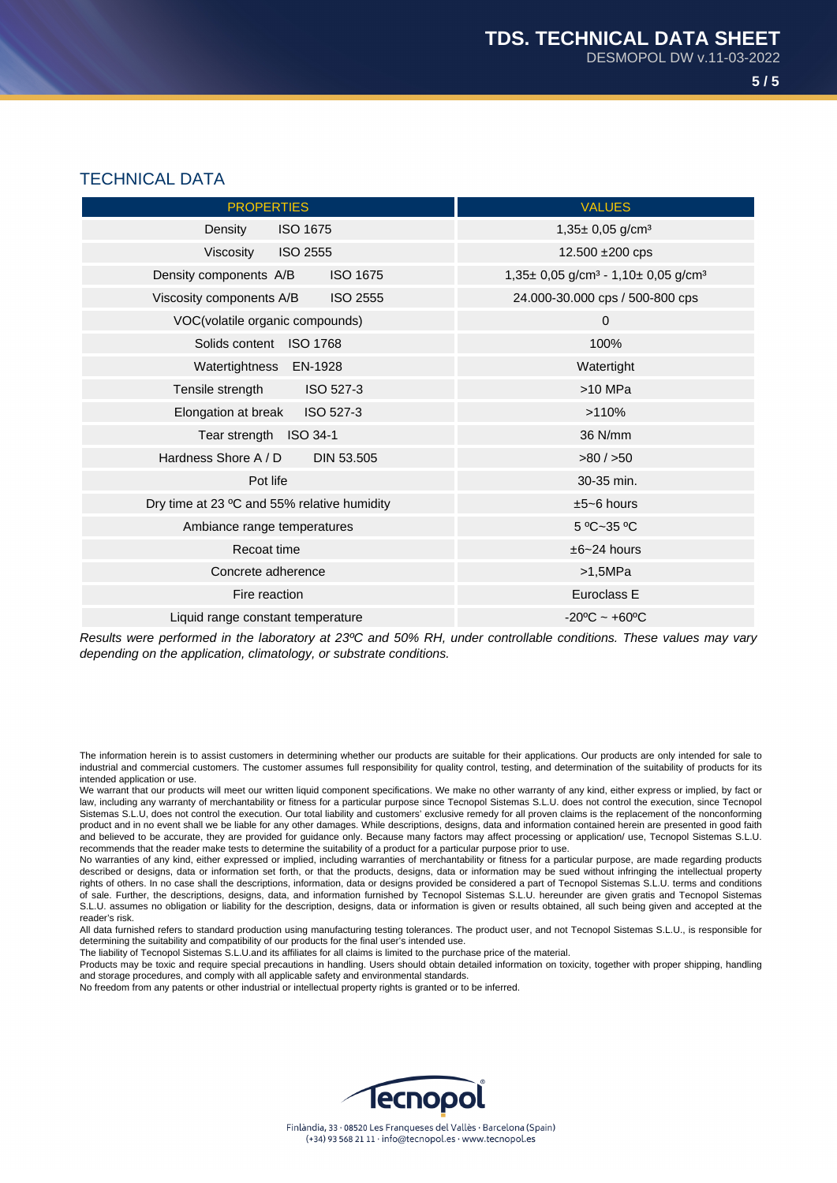## TECHNICAL DATA

| PROPERTIES | VALUES |
|---|---|
| Density ISO 1675 | 1,35± 0,05 g/cm³ |
| Viscosity ISO 2555 | 12.500 ±200 cps |
| Density components A/B ISO 1675 | 1,35± 0,05 g/cm³ - 1,10± 0,05 g/cm³ |
| Viscosity components A/B ISO 2555 | 24.000-30.000 cps / 500-800 cps |
| VOC(volatile organic compounds) | 0 |
| Solids content ISO 1768 | 100% |
| Watertightness EN-1928 | Watertight |
| Tensile strength ISO 527-3 | >10 MPa |
| Elongation at break ISO 527-3 | >110% |
| Tear strength ISO 34-1 | 36 N/mm |
| Hardness Shore A / D DIN 53.505 | >80 / >50 |
| Pot life | 30-35 min. |
| Dry time at 23 ºC and 55% relative humidity | ±5~6 hours |
| Ambiance range temperatures | 5 ºC~35 ºC |
| Recoat time | ±6~24 hours |
| Concrete adherence | >1,5MPa |
| Fire reaction | Euroclass E |
| Liquid range constant temperature | -20ºC ~ +60ºC |

*Results were performed in the laboratory at 23ºC and 50% RH, under controllable conditions. These values may vary depending on the application, climatology, or substrate conditions.*

The information herein is to assist customers in determining whether our products are suitable for their applications. Our products are only intended for sale to industrial and commercial customers. The customer assumes full responsibility for quality control, testing, and determination of the suitability of products for its intended application or use.

We warrant that our products will meet our written liquid component specifications. We make no other warranty of any kind, either express or implied, by fact or law, including any warranty of merchantability or fitness for a particular purpose since Tecnopol Sistemas S.L.U. does not control the execution, since Tecnopol Sistemas S.L.U, does not control the execution. Our total liability and customers' exclusive remedy for all proven claims is the replacement of the nonconforming product and in no event shall we be liable for any other damages. While descriptions, designs, data and information contained herein are presented in good faith and believed to be accurate, they are provided for guidance only. Because many factors may affect processing or application/ use, Tecnopol Sistemas S.L.U. recommends that the reader make tests to determine the suitability of a product for a particular purpose prior to use.

No warranties of any kind, either expressed or implied, including warranties of merchantability or fitness for a particular purpose, are made regarding products described or designs, data or information set forth, or that the products, designs, data or information may be sued without infringing the intellectual property rights of others. In no case shall the descriptions, information, data or designs provided be considered a part of Tecnopol Sistemas S.L.U. terms and conditions of sale. Further, the descriptions, designs, data, and information furnished by Tecnopol Sistemas S.L.U. hereunder are given gratis and Tecnopol Sistemas S.L.U. assumes no obligation or liability for the description, designs, data or information is given or results obtained, all such being given and accepted at the reader's risk.

All data furnished refers to standard production using manufacturing testing tolerances. The product user, and not Tecnopol Sistemas S.L.U., is responsible for determining the suitability and compatibility of our products for the final user's intended use.

The liability of Tecnopol Sistemas S.L.U.and its affiliates for all claims is limited to the purchase price of the material.

Products may be toxic and require special precautions in handling. Users should obtain detailed information on toxicity, together with proper shipping, handling and storage procedures, and comply with all applicable safety and environmental standards.

No freedom from any patents or other industrial or intellectual property rights is granted or to be inferred.

Tecnopol

Finlàndia, 33 · 08520 Les Franqueses del Vallès · Barcelona (Spain)
(+34) 93 568 21 11 · info@tecnopol.es · www.tecnopol.es